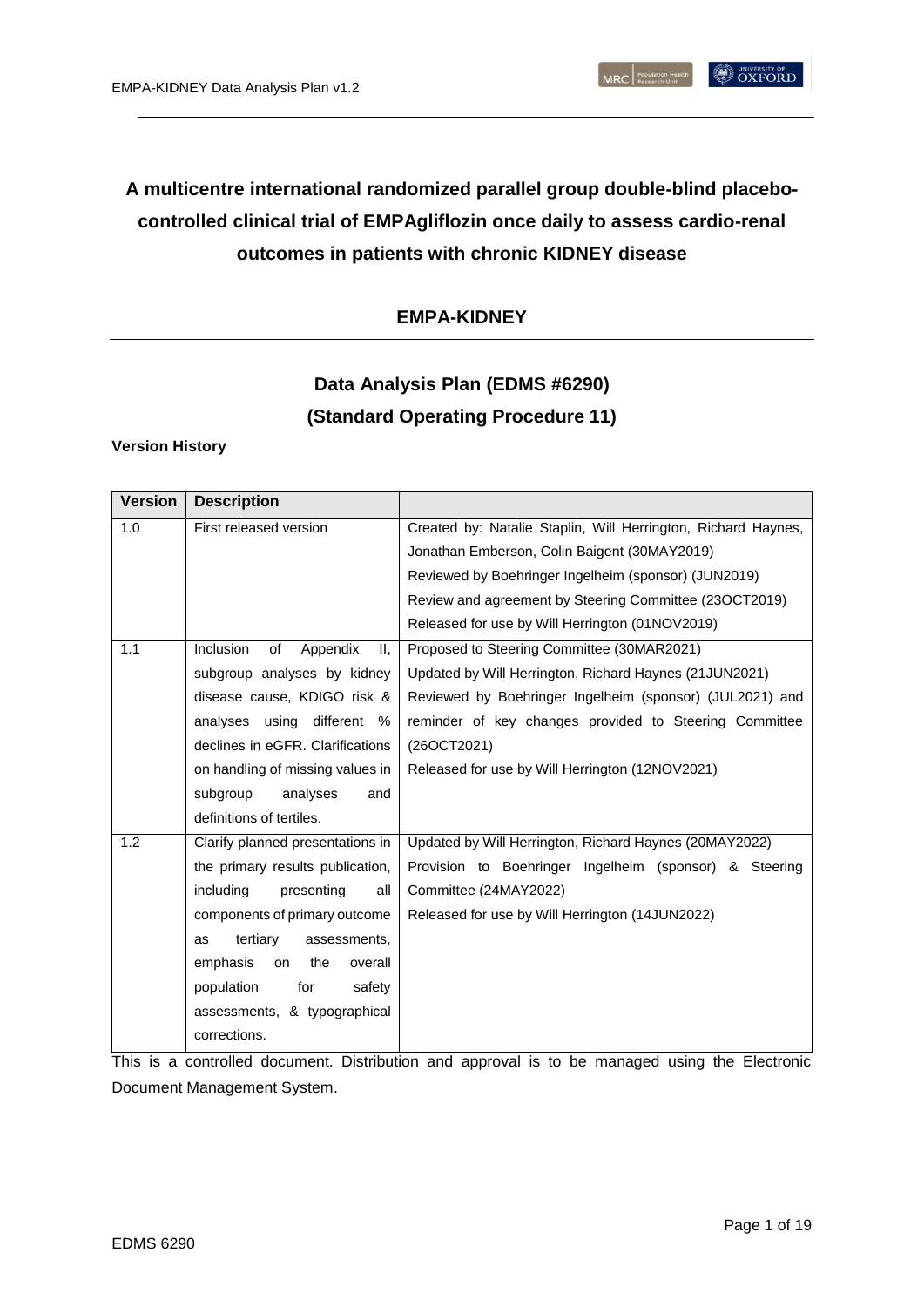# A multicentre international randomized parallel group double-blind placebo-controlled clinical trial of EMPAgliflozin once daily to assess cardio-renal outcomes in patients with chronic KIDNEY disease

## EMPA-KIDNEY

## Data Analysis Plan (EDMS #6290)

## (Standard Operating Procedure 11)

**Version History**

| Version | Description | |
|---|---|---|
| 1.0 | First released version | Created by: Natalie Staplin, Will Herrington, Richard Haynes, Jonathan Emberson, Colin Baigent (30MAY2019)<br>Reviewed by Boehringer Ingelheim (sponsor) (JUN2019)<br>Review and agreement by Steering Committee (23OCT2019)<br>Released for use by Will Herrington (01NOV2019) |
| 1.1 | Inclusion of Appendix II, subgroup analyses by kidney disease cause, KDIGO risk & analyses using different % declines in eGFR. Clarifications on handling of missing values in subgroup analyses and definitions of tertiles. | Proposed to Steering Committee (30MAR2021)<br>Updated by Will Herrington, Richard Haynes (21JUN2021)<br>Reviewed by Boehringer Ingelheim (sponsor) (JUL2021) and reminder of key changes provided to Steering Committee (26OCT2021)<br>Released for use by Will Herrington (12NOV2021) |
| 1.2 | Clarify planned presentations in the primary results publication, including presenting all components of primary outcome as tertiary assessments, emphasis on the overall population for safety assessments, & typographical corrections. | Updated by Will Herrington, Richard Haynes (20MAY2022)<br>Provision to Boehringer Ingelheim (sponsor) & Steering Committee (24MAY2022)<br>Released for use by Will Herrington (14JUN2022) |

This is a controlled document. Distribution and approval is to be managed using the Electronic Document Management System.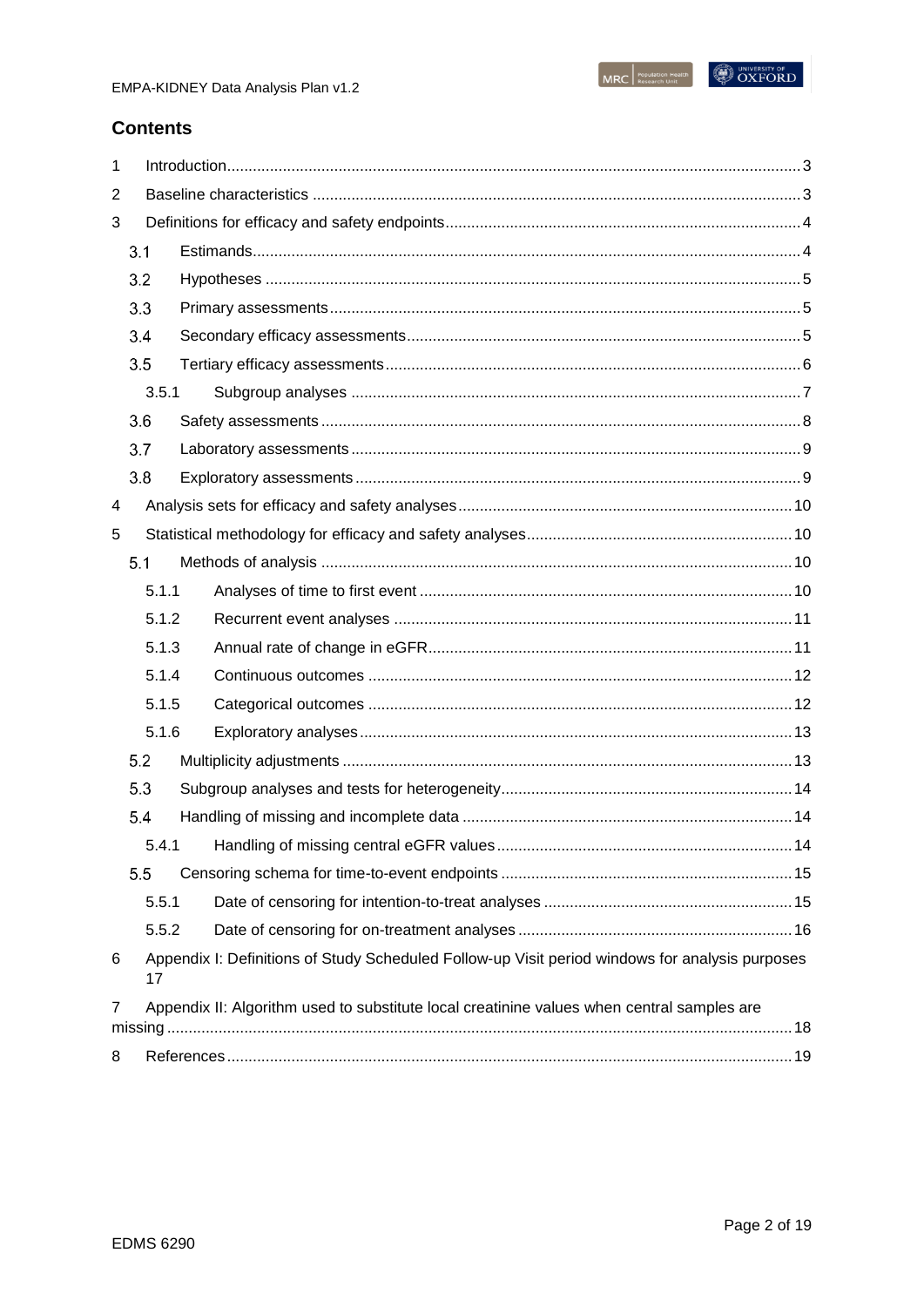## Contents

- 1 Introduction ... 3
- 2 Baseline characteristics ... 3
- 3 Definitions for efficacy and safety endpoints ... 4
  - 3.1 Estimands ... 4
  - 3.2 Hypotheses ... 5
  - 3.3 Primary assessments ... 5
  - 3.4 Secondary efficacy assessments ... 5
  - 3.5 Tertiary efficacy assessments ... 6
    - 3.5.1 Subgroup analyses ... 7
  - 3.6 Safety assessments ... 8
  - 3.7 Laboratory assessments ... 9
  - 3.8 Exploratory assessments ... 9
- 4 Analysis sets for efficacy and safety analyses ... 10
- 5 Statistical methodology for efficacy and safety analyses ... 10
  - 5.1 Methods of analysis ... 10
    - 5.1.1 Analyses of time to first event ... 10
    - 5.1.2 Recurrent event analyses ... 11
    - 5.1.3 Annual rate of change in eGFR ... 11
    - 5.1.4 Continuous outcomes ... 12
    - 5.1.5 Categorical outcomes ... 12
    - 5.1.6 Exploratory analyses ... 13
  - 5.2 Multiplicity adjustments ... 13
  - 5.3 Subgroup analyses and tests for heterogeneity ... 14
  - 5.4 Handling of missing and incomplete data ... 14
    - 5.4.1 Handling of missing central eGFR values ... 14
  - 5.5 Censoring schema for time-to-event endpoints ... 15
    - 5.5.1 Date of censoring for intention-to-treat analyses ... 15
    - 5.5.2 Date of censoring for on-treatment analyses ... 16
- 6 Appendix I: Definitions of Study Scheduled Follow-up Visit period windows for analysis purposes ... 17
- 7 Appendix II: Algorithm used to substitute local creatinine values when central samples are missing ... 18
- 8 References ... 19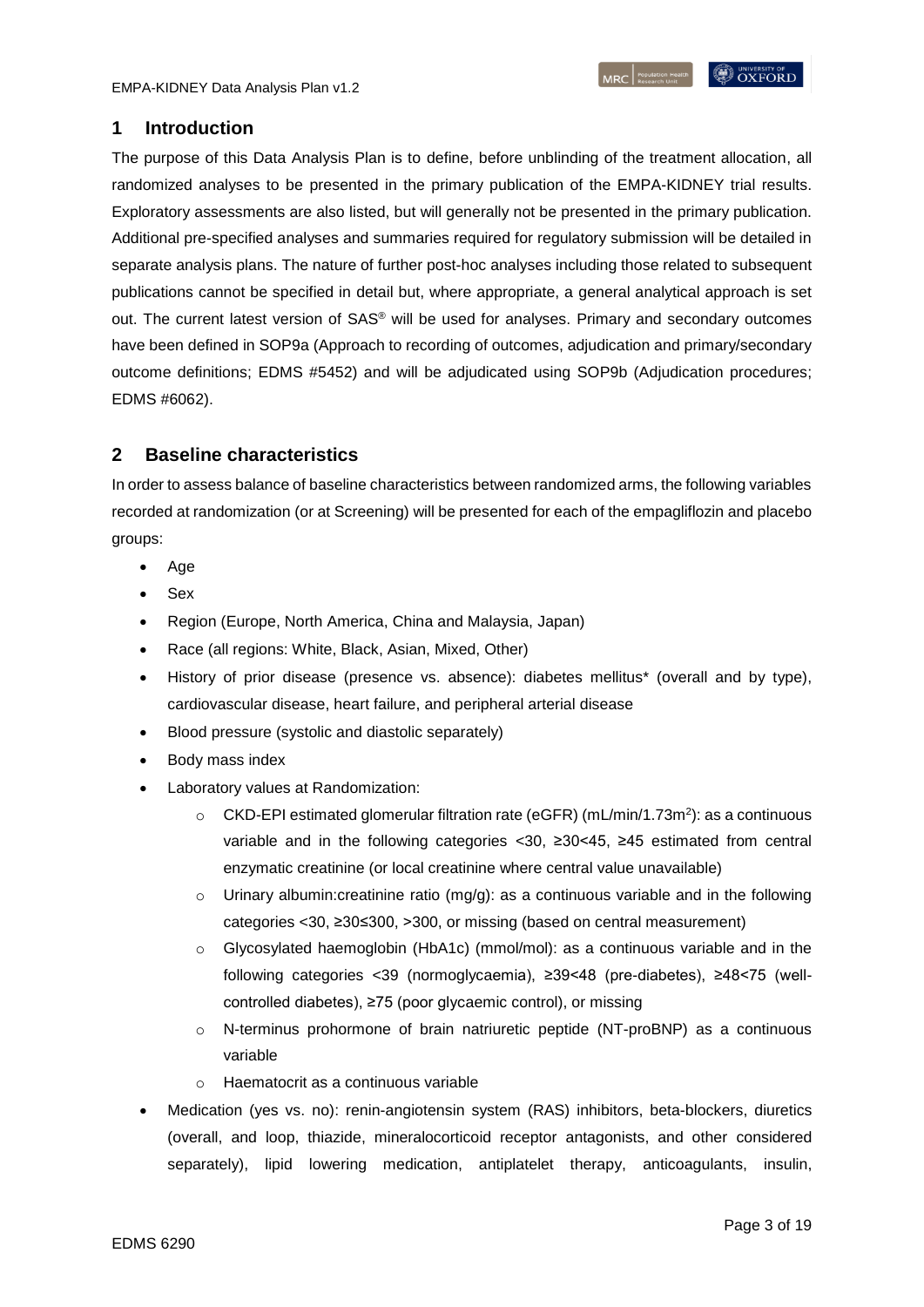## 1 Introduction

The purpose of this Data Analysis Plan is to define, before unblinding of the treatment allocation, all randomized analyses to be presented in the primary publication of the EMPA-KIDNEY trial results. Exploratory assessments are also listed, but will generally not be presented in the primary publication. Additional pre-specified analyses and summaries required for regulatory submission will be detailed in separate analysis plans. The nature of further post-hoc analyses including those related to subsequent publications cannot be specified in detail but, where appropriate, a general analytical approach is set out. The current latest version of SAS® will be used for analyses. Primary and secondary outcomes have been defined in SOP9a (Approach to recording of outcomes, adjudication and primary/secondary outcome definitions; EDMS #5452) and will be adjudicated using SOP9b (Adjudication procedures; EDMS #6062).

## 2 Baseline characteristics

In order to assess balance of baseline characteristics between randomized arms, the following variables recorded at randomization (or at Screening) will be presented for each of the empagliflozin and placebo groups:

- Age
- Sex
- Region (Europe, North America, China and Malaysia, Japan)
- Race (all regions: White, Black, Asian, Mixed, Other)
- History of prior disease (presence vs. absence): diabetes mellitus* (overall and by type), cardiovascular disease, heart failure, and peripheral arterial disease
- Blood pressure (systolic and diastolic separately)
- Body mass index
- Laboratory values at Randomization:
    - CKD-EPI estimated glomerular filtration rate (eGFR) (mL/min/1.73m$^2$): as a continuous variable and in the following categories <30, ≥30<45, ≥45 estimated from central enzymatic creatinine (or local creatinine where central value unavailable)
    - Urinary albumin:creatinine ratio (mg/g): as a continuous variable and in the following categories <30, ≥30≤300, >300, or missing (based on central measurement)
    - Glycosylated haemoglobin (HbA1c) (mmol/mol): as a continuous variable and in the following categories <39 (normoglycaemia), ≥39<48 (pre-diabetes), ≥48<75 (well-controlled diabetes), ≥75 (poor glycaemic control), or missing
    - N-terminus prohormone of brain natriuretic peptide (NT-proBNP) as a continuous variable
    - Haematocrit as a continuous variable
- Medication (yes vs. no): renin-angiotensin system (RAS) inhibitors, beta-blockers, diuretics (overall, and loop, thiazide, mineralocorticoid receptor antagonists, and other considered separately), lipid lowering medication, antiplatelet therapy, anticoagulants, insulin,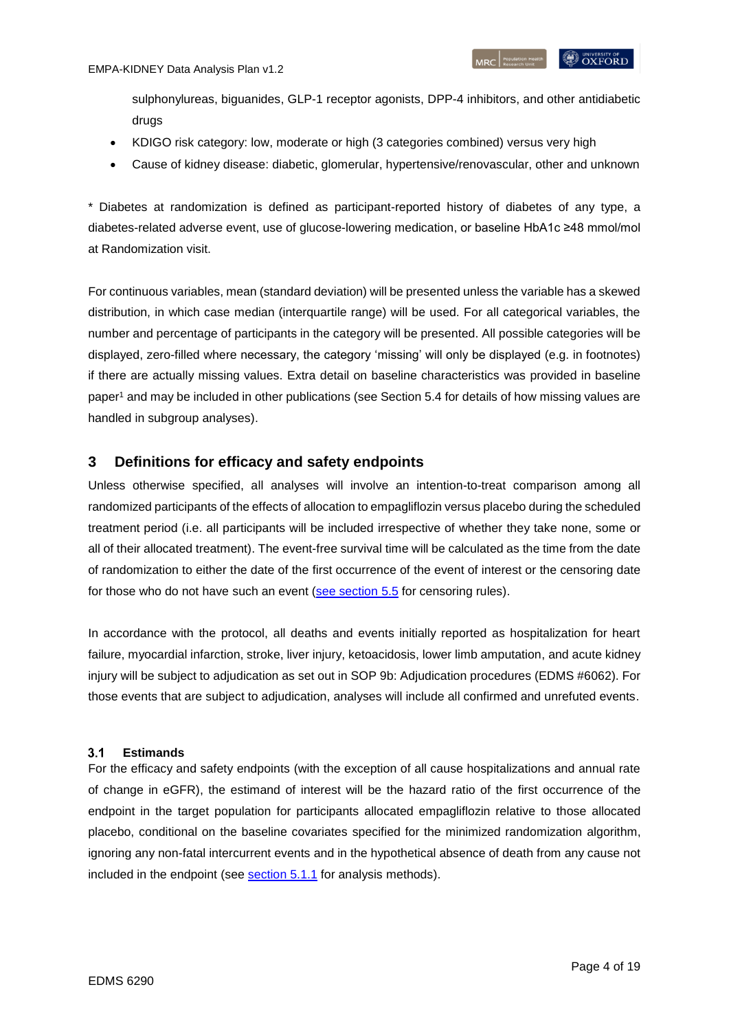sulphonylureas, biguanides, GLP-1 receptor agonists, DPP-4 inhibitors, and other antidiabetic drugs

- KDIGO risk category: low, moderate or high (3 categories combined) versus very high
- Cause of kidney disease: diabetic, glomerular, hypertensive/renovascular, other and unknown

* Diabetes at randomization is defined as participant-reported history of diabetes of any type, a diabetes-related adverse event, use of glucose-lowering medication, or baseline HbA1c ≥48 mmol/mol at Randomization visit.

For continuous variables, mean (standard deviation) will be presented unless the variable has a skewed distribution, in which case median (interquartile range) will be used. For all categorical variables, the number and percentage of participants in the category will be presented. All possible categories will be displayed, zero-filled where necessary, the category 'missing' will only be displayed (e.g. in footnotes) if there are actually missing values. Extra detail on baseline characteristics was provided in baseline paper[1] and may be included in other publications (see Section 5.4 for details of how missing values are handled in subgroup analyses).

# 3 Definitions for efficacy and safety endpoints

Unless otherwise specified, all analyses will involve an intention-to-treat comparison among all randomized participants of the effects of allocation to empagliflozin versus placebo during the scheduled treatment period (i.e. all participants will be included irrespective of whether they take none, some or all of their allocated treatment). The event-free survival time will be calculated as the time from the date of randomization to either the date of the first occurrence of the event of interest or the censoring date for those who do not have such an event (see section 5.5 for censoring rules).

In accordance with the protocol, all deaths and events initially reported as hospitalization for heart failure, myocardial infarction, stroke, liver injury, ketoacidosis, lower limb amputation, and acute kidney injury will be subject to adjudication as set out in SOP 9b: Adjudication procedures (EDMS #6062). For those events that are subject to adjudication, analyses will include all confirmed and unrefuted events.

## 3.1 Estimands

For the efficacy and safety endpoints (with the exception of all cause hospitalizations and annual rate of change in eGFR), the estimand of interest will be the hazard ratio of the first occurrence of the endpoint in the target population for participants allocated empagliflozin relative to those allocated placebo, conditional on the baseline covariates specified for the minimized randomization algorithm, ignoring any non-fatal intercurrent events and in the hypothetical absence of death from any cause not included in the endpoint (see section 5.1.1 for analysis methods).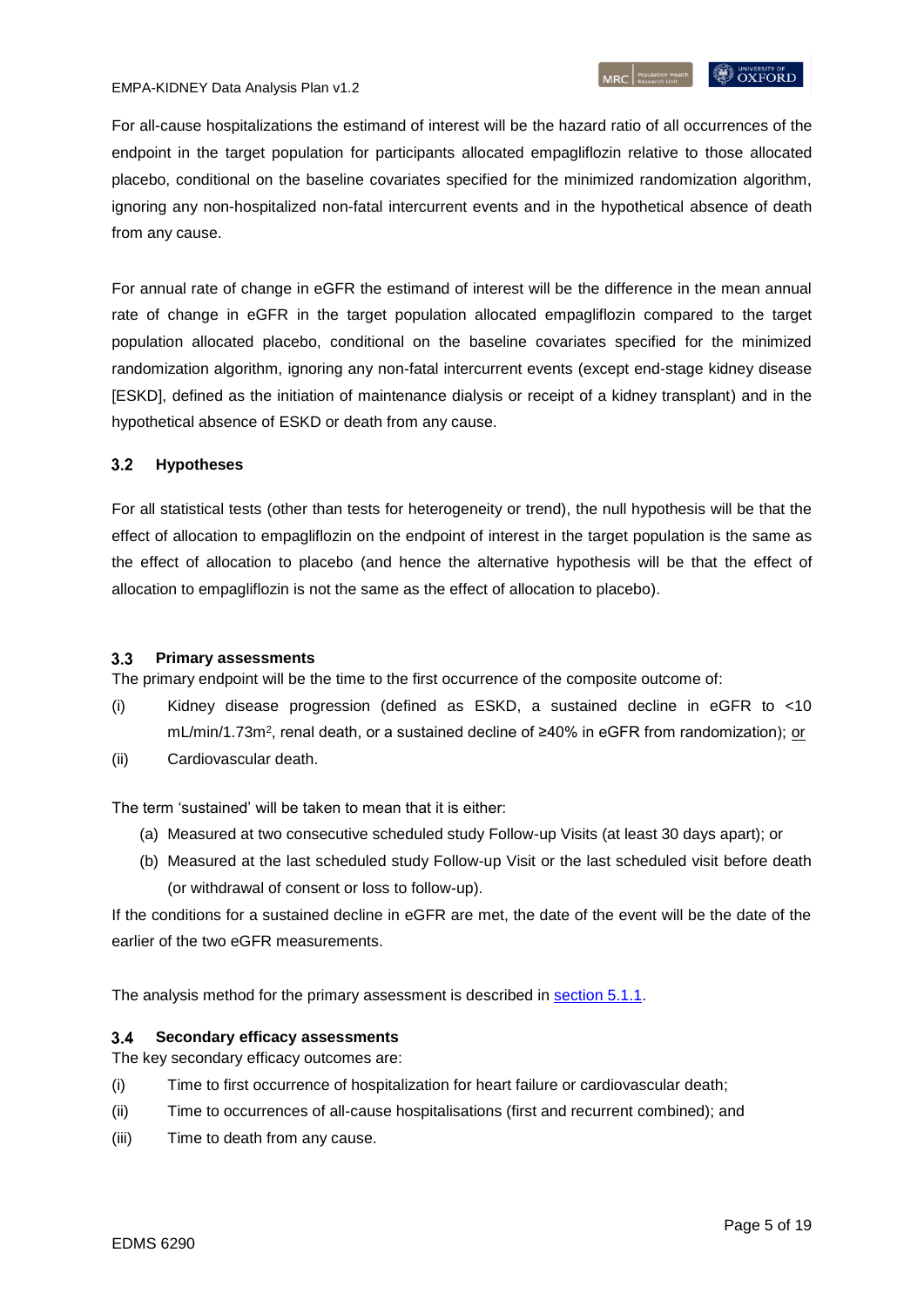For all-cause hospitalizations the estimand of interest will be the hazard ratio of all occurrences of the endpoint in the target population for participants allocated empagliflozin relative to those allocated placebo, conditional on the baseline covariates specified for the minimized randomization algorithm, ignoring any non-hospitalized non-fatal intercurrent events and in the hypothetical absence of death from any cause.

For annual rate of change in eGFR the estimand of interest will be the difference in the mean annual rate of change in eGFR in the target population allocated empagliflozin compared to the target population allocated placebo, conditional on the baseline covariates specified for the minimized randomization algorithm, ignoring any non-fatal intercurrent events (except end-stage kidney disease [ESKD], defined as the initiation of maintenance dialysis or receipt of a kidney transplant) and in the hypothetical absence of ESKD or death from any cause.

## 3.2 Hypotheses

For all statistical tests (other than tests for heterogeneity or trend), the null hypothesis will be that the effect of allocation to empagliflozin on the endpoint of interest in the target population is the same as the effect of allocation to placebo (and hence the alternative hypothesis will be that the effect of allocation to empagliflozin is not the same as the effect of allocation to placebo).

## 3.3 Primary assessments

The primary endpoint will be the time to the first occurrence of the composite outcome of:

(i) Kidney disease progression (defined as ESKD, a sustained decline in eGFR to <10 mL/min/1.73m$^2$, renal death, or a sustained decline of ≥40% in eGFR from randomization); <u>or</u>

(ii) Cardiovascular death.

The term 'sustained' will be taken to mean that it is either:

(a) Measured at two consecutive scheduled study Follow-up Visits (at least 30 days apart); or

(b) Measured at the last scheduled study Follow-up Visit or the last scheduled visit before death (or withdrawal of consent or loss to follow-up).

If the conditions for a sustained decline in eGFR are met, the date of the event will be the date of the earlier of the two eGFR measurements.

The analysis method for the primary assessment is described in section 5.1.1.

## 3.4 Secondary efficacy assessments

The key secondary efficacy outcomes are:

(i) Time to first occurrence of hospitalization for heart failure or cardiovascular death;

(ii) Time to occurrences of all-cause hospitalisations (first and recurrent combined); and

(iii) Time to death from any cause.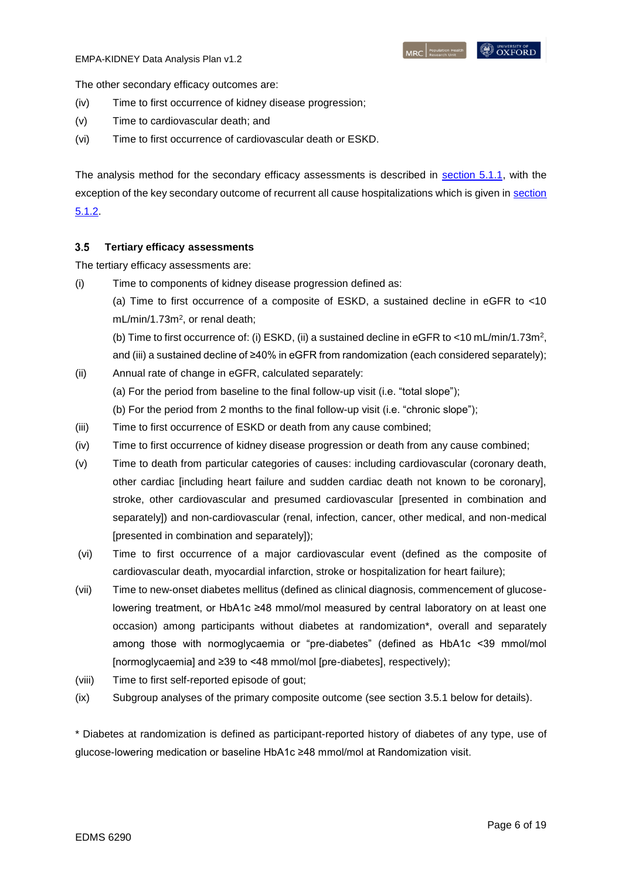The other secondary efficacy outcomes are:

(iv) Time to first occurrence of kidney disease progression;

(v) Time to cardiovascular death; and

(vi) Time to first occurrence of cardiovascular death or ESKD.

The analysis method for the secondary efficacy assessments is described in section 5.1.1, with the exception of the key secondary outcome of recurrent all cause hospitalizations which is given in section 5.1.2.

### 3.5 Tertiary efficacy assessments

The tertiary efficacy assessments are:

(i) Time to components of kidney disease progression defined as:
   (a) Time to first occurrence of a composite of ESKD, a sustained decline in eGFR to <10 mL/min/1.73m$^2$, or renal death;
   (b) Time to first occurrence of: (i) ESKD, (ii) a sustained decline in eGFR to <10 mL/min/1.73m$^2$, and (iii) a sustained decline of ≥40% in eGFR from randomization (each considered separately);

(ii) Annual rate of change in eGFR, calculated separately:
   (a) For the period from baseline to the final follow-up visit (i.e. "total slope");
   (b) For the period from 2 months to the final follow-up visit (i.e. "chronic slope");

(iii) Time to first occurrence of ESKD or death from any cause combined;

(iv) Time to first occurrence of kidney disease progression or death from any cause combined;

(v) Time to death from particular categories of causes: including cardiovascular (coronary death, other cardiac [including heart failure and sudden cardiac death not known to be coronary], stroke, other cardiovascular and presumed cardiovascular [presented in combination and separately]) and non-cardiovascular (renal, infection, cancer, other medical, and non-medical [presented in combination and separately]);

(vi) Time to first occurrence of a major cardiovascular event (defined as the composite of cardiovascular death, myocardial infarction, stroke or hospitalization for heart failure);

(vii) Time to new-onset diabetes mellitus (defined as clinical diagnosis, commencement of glucose-lowering treatment, or HbA1c ≥48 mmol/mol measured by central laboratory on at least one occasion) among participants without diabetes at randomization*, overall and separately among those with normoglycaemia or "pre-diabetes" (defined as HbA1c <39 mmol/mol [normoglycaemia] and ≥39 to <48 mmol/mol [pre-diabetes], respectively);

(viii) Time to first self-reported episode of gout;

(ix) Subgroup analyses of the primary composite outcome (see section 3.5.1 below for details).

* Diabetes at randomization is defined as participant-reported history of diabetes of any type, use of glucose-lowering medication or baseline HbA1c ≥48 mmol/mol at Randomization visit.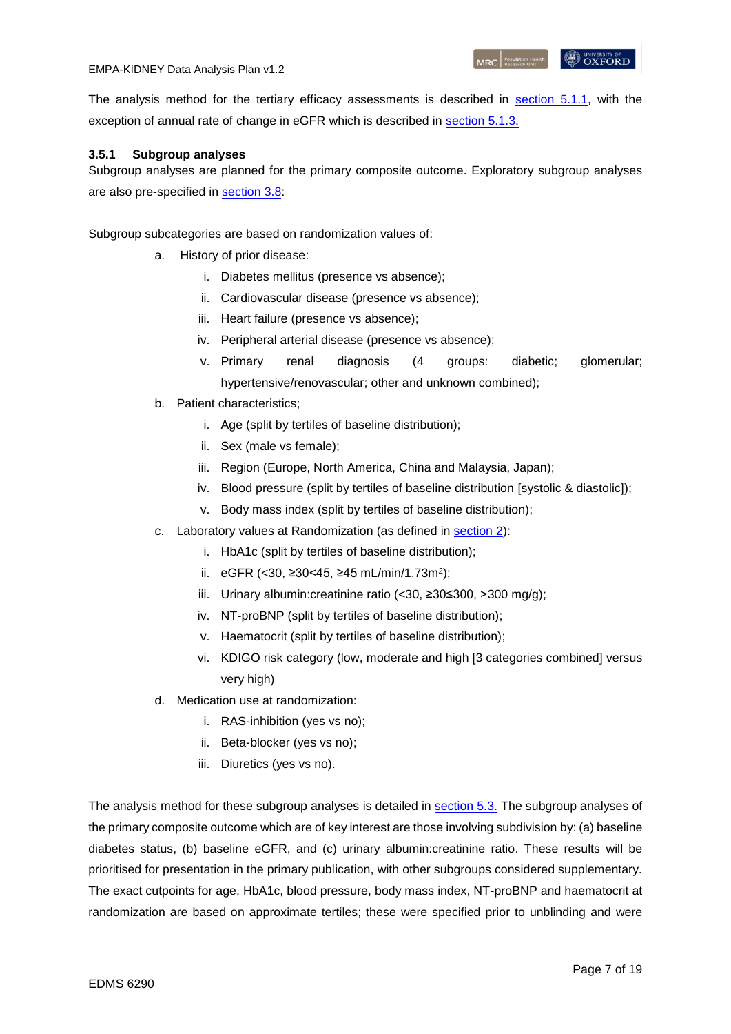The analysis method for the tertiary efficacy assessments is described in section 5.1.1, with the exception of annual rate of change in eGFR which is described in section 5.1.3.

### 3.5.1 Subgroup analyses

Subgroup analyses are planned for the primary composite outcome. Exploratory subgroup analyses are also pre-specified in section 3.8:

Subgroup subcategories are based on randomization values of:

a. History of prior disease:
   i. Diabetes mellitus (presence vs absence);
   ii. Cardiovascular disease (presence vs absence);
   iii. Heart failure (presence vs absence);
   iv. Peripheral arterial disease (presence vs absence);
   v. Primary renal diagnosis (4 groups: diabetic; glomerular; hypertensive/renovascular; other and unknown combined);
b. Patient characteristics;
   i. Age (split by tertiles of baseline distribution);
   ii. Sex (male vs female);
   iii. Region (Europe, North America, China and Malaysia, Japan);
   iv. Blood pressure (split by tertiles of baseline distribution [systolic & diastolic]);
   v. Body mass index (split by tertiles of baseline distribution);
c. Laboratory values at Randomization (as defined in section 2):
   i. HbA1c (split by tertiles of baseline distribution);
   ii. eGFR (<30, ≥30<45, ≥45 mL/min/1.73m$^2$);
   iii. Urinary albumin:creatinine ratio (<30, ≥30≤300, >300 mg/g);
   iv. NT-proBNP (split by tertiles of baseline distribution);
   v. Haematocrit (split by tertiles of baseline distribution);
   vi. KDIGO risk category (low, moderate and high [3 categories combined] versus very high)
d. Medication use at randomization:
   i. RAS-inhibition (yes vs no);
   ii. Beta-blocker (yes vs no);
   iii. Diuretics (yes vs no).

The analysis method for these subgroup analyses is detailed in section 5.3. The subgroup analyses of the primary composite outcome which are of key interest are those involving subdivision by: (a) baseline diabetes status, (b) baseline eGFR, and (c) urinary albumin:creatinine ratio. These results will be prioritised for presentation in the primary publication, with other subgroups considered supplementary. The exact cutpoints for age, HbA1c, blood pressure, body mass index, NT-proBNP and haematocrit at randomization are based on approximate tertiles; these were specified prior to unblinding and were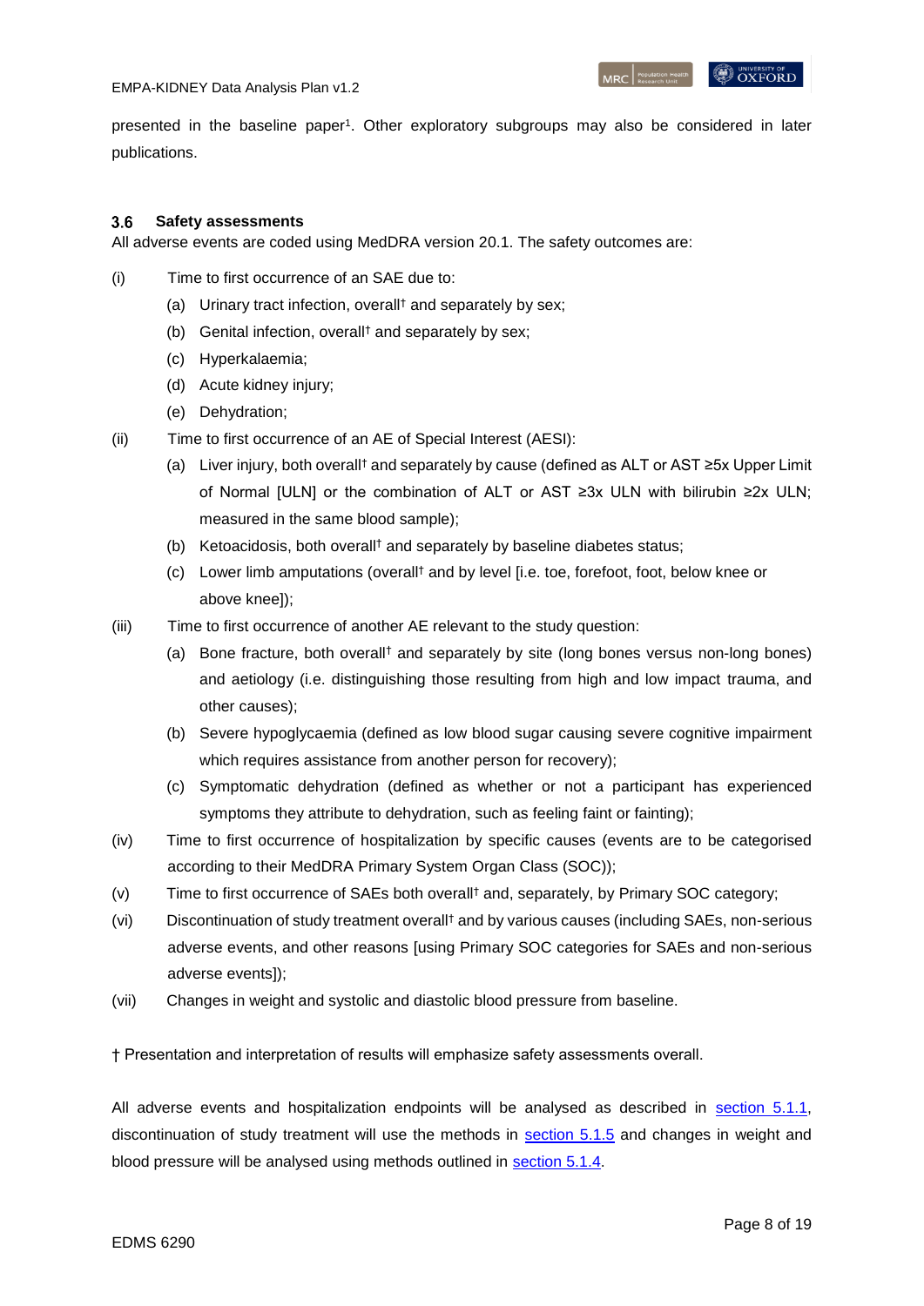presented in the baseline paper[1]. Other exploratory subgroups may also be considered in later publications.

### 3.6 Safety assessments

All adverse events are coded using MedDRA version 20.1. The safety outcomes are:

(i) Time to first occurrence of an SAE due to:

- (a) Urinary tract infection, overall† and separately by sex;
- (b) Genital infection, overall† and separately by sex;
- (c) Hyperkalaemia;
- (d) Acute kidney injury;
- (e) Dehydration;

(ii) Time to first occurrence of an AE of Special Interest (AESI):

- (a) Liver injury, both overall† and separately by cause (defined as ALT or AST ≥5x Upper Limit of Normal [ULN] or the combination of ALT or AST ≥3x ULN with bilirubin ≥2x ULN; measured in the same blood sample);
- (b) Ketoacidosis, both overall† and separately by baseline diabetes status;
- (c) Lower limb amputations (overall† and by level [i.e. toe, forefoot, foot, below knee or above knee]);

(iii) Time to first occurrence of another AE relevant to the study question:

- (a) Bone fracture, both overall† and separately by site (long bones versus non-long bones) and aetiology (i.e. distinguishing those resulting from high and low impact trauma, and other causes);
- (b) Severe hypoglycaemia (defined as low blood sugar causing severe cognitive impairment which requires assistance from another person for recovery);
- (c) Symptomatic dehydration (defined as whether or not a participant has experienced symptoms they attribute to dehydration, such as feeling faint or fainting);

(iv) Time to first occurrence of hospitalization by specific causes (events are to be categorised according to their MedDRA Primary System Organ Class (SOC));

(v) Time to first occurrence of SAEs both overall† and, separately, by Primary SOC category;

(vi) Discontinuation of study treatment overall† and by various causes (including SAEs, non-serious adverse events, and other reasons [using Primary SOC categories for SAEs and non-serious adverse events]);

(vii) Changes in weight and systolic and diastolic blood pressure from baseline.

† Presentation and interpretation of results will emphasize safety assessments overall.

All adverse events and hospitalization endpoints will be analysed as described in section 5.1.1, discontinuation of study treatment will use the methods in section 5.1.5 and changes in weight and blood pressure will be analysed using methods outlined in section 5.1.4.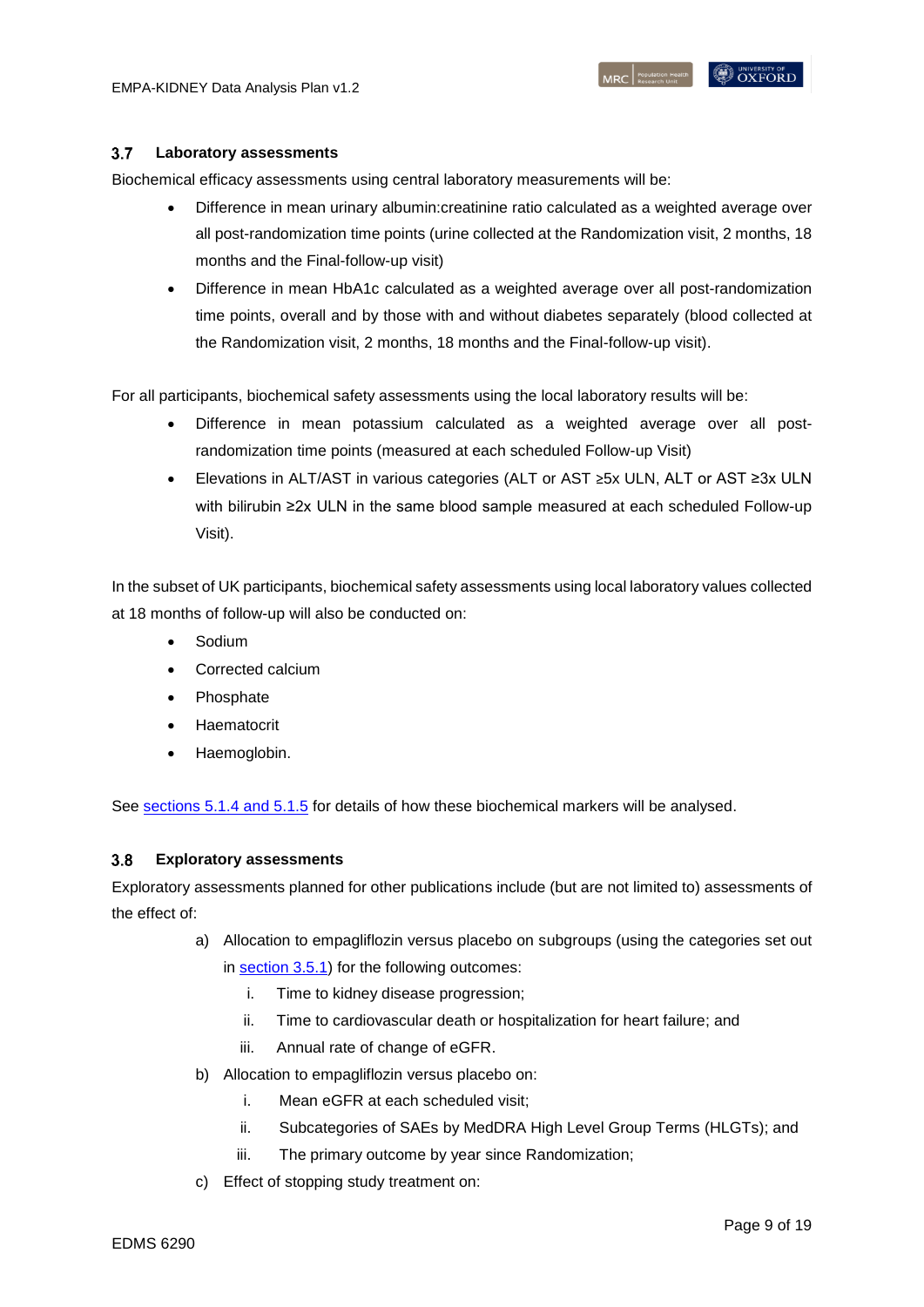### 3.7 Laboratory assessments

Biochemical efficacy assessments using central laboratory measurements will be:

- Difference in mean urinary albumin:creatinine ratio calculated as a weighted average over all post-randomization time points (urine collected at the Randomization visit, 2 months, 18 months and the Final-follow-up visit)
- Difference in mean HbA1c calculated as a weighted average over all post-randomization time points, overall and by those with and without diabetes separately (blood collected at the Randomization visit, 2 months, 18 months and the Final-follow-up visit).

For all participants, biochemical safety assessments using the local laboratory results will be:

- Difference in mean potassium calculated as a weighted average over all post-randomization time points (measured at each scheduled Follow-up Visit)
- Elevations in ALT/AST in various categories (ALT or AST ≥5x ULN, ALT or AST ≥3x ULN with bilirubin ≥2x ULN in the same blood sample measured at each scheduled Follow-up Visit).

In the subset of UK participants, biochemical safety assessments using local laboratory values collected at 18 months of follow-up will also be conducted on:

- Sodium
- Corrected calcium
- Phosphate
- Haematocrit
- Haemoglobin.

See sections 5.1.4 and 5.1.5 for details of how these biochemical markers will be analysed.

### 3.8 Exploratory assessments

Exploratory assessments planned for other publications include (but are not limited to) assessments of the effect of:

a) Allocation to empagliflozin versus placebo on subgroups (using the categories set out in section 3.5.1) for the following outcomes:
   i. Time to kidney disease progression;
   ii. Time to cardiovascular death or hospitalization for heart failure; and
   iii. Annual rate of change of eGFR.
b) Allocation to empagliflozin versus placebo on:
   i. Mean eGFR at each scheduled visit;
   ii. Subcategories of SAEs by MedDRA High Level Group Terms (HLGTs); and
   iii. The primary outcome by year since Randomization;
c) Effect of stopping study treatment on: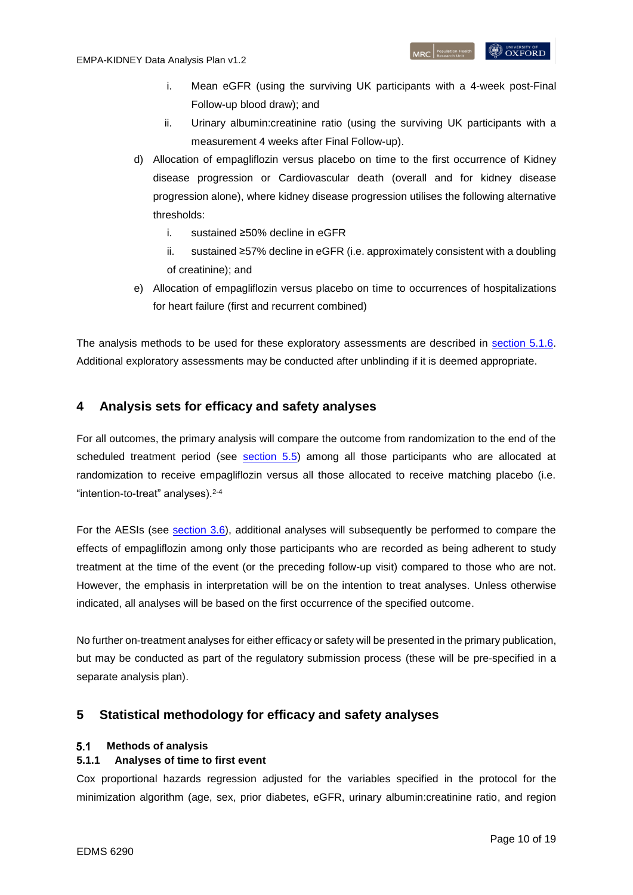i. Mean eGFR (using the surviving UK participants with a 4-week post-Final Follow-up blood draw); and
   ii. Urinary albumin:creatinine ratio (using the surviving UK participants with a measurement 4 weeks after Final Follow-up).

d) Allocation of empagliflozin versus placebo on time to the first occurrence of Kidney disease progression or Cardiovascular death (overall and for kidney disease progression alone), where kidney disease progression utilises the following alternative thresholds:
   i. sustained ≥50% decline in eGFR
   ii. sustained ≥57% decline in eGFR (i.e. approximately consistent with a doubling of creatinine); and

e) Allocation of empagliflozin versus placebo on time to occurrences of hospitalizations for heart failure (first and recurrent combined)

The analysis methods to be used for these exploratory assessments are described in section 5.1.6. Additional exploratory assessments may be conducted after unblinding if it is deemed appropriate.

# 4 Analysis sets for efficacy and safety analyses

For all outcomes, the primary analysis will compare the outcome from randomization to the end of the scheduled treatment period (see section 5.5) among all those participants who are allocated at randomization to receive empagliflozin versus all those allocated to receive matching placebo (i.e. "intention-to-treat" analyses).[2-4]

For the AESIs (see section 3.6), additional analyses will subsequently be performed to compare the effects of empagliflozin among only those participants who are recorded as being adherent to study treatment at the time of the event (or the preceding follow-up visit) compared to those who are not. However, the emphasis in interpretation will be on the intention to treat analyses. Unless otherwise indicated, all analyses will be based on the first occurrence of the specified outcome.

No further on-treatment analyses for either efficacy or safety will be presented in the primary publication, but may be conducted as part of the regulatory submission process (these will be pre-specified in a separate analysis plan).

# 5 Statistical methodology for efficacy and safety analyses

## 5.1 Methods of analysis

### 5.1.1 Analyses of time to first event

Cox proportional hazards regression adjusted for the variables specified in the protocol for the minimization algorithm (age, sex, prior diabetes, eGFR, urinary albumin:creatinine ratio, and region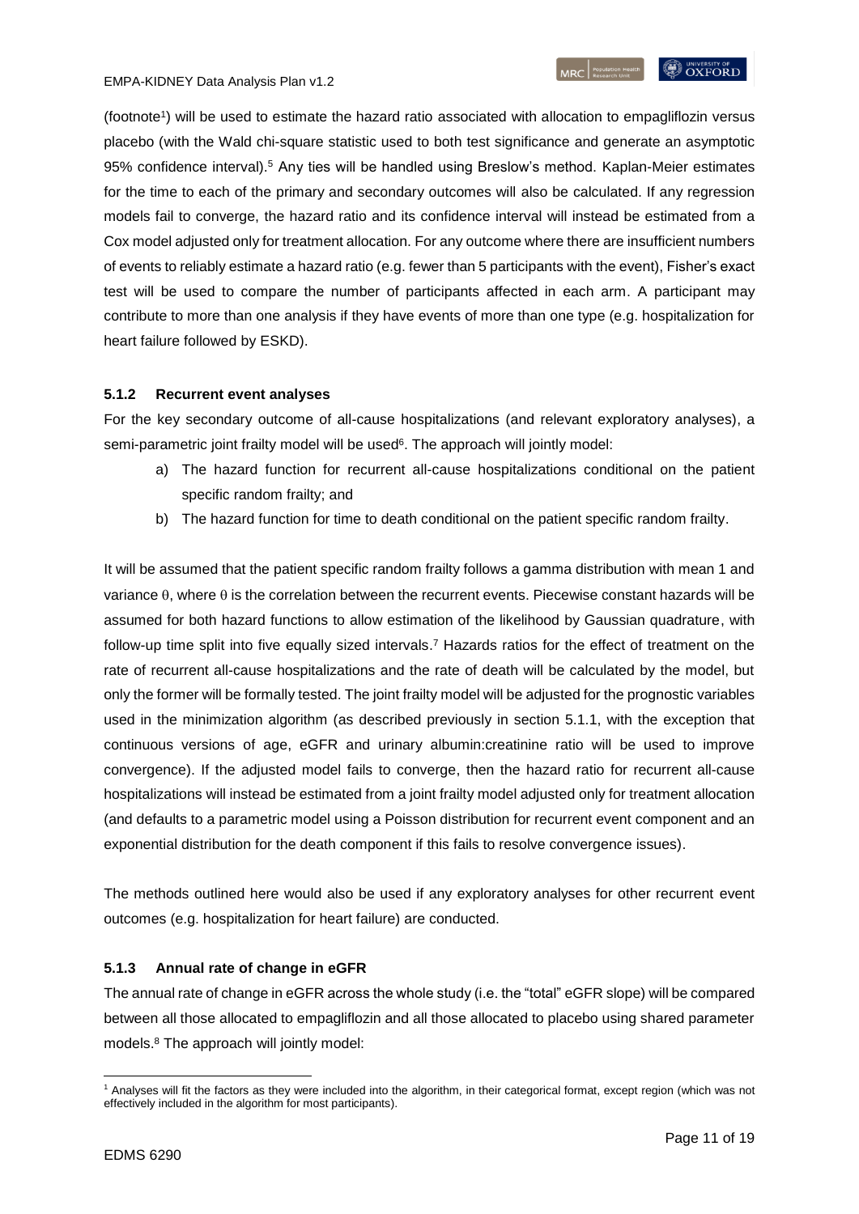(footnote[1]) will be used to estimate the hazard ratio associated with allocation to empagliflozin versus placebo (with the Wald chi-square statistic used to both test significance and generate an asymptotic 95% confidence interval).[5] Any ties will be handled using Breslow's method. Kaplan-Meier estimates for the time to each of the primary and secondary outcomes will also be calculated. If any regression models fail to converge, the hazard ratio and its confidence interval will instead be estimated from a Cox model adjusted only for treatment allocation. For any outcome where there are insufficient numbers of events to reliably estimate a hazard ratio (e.g. fewer than 5 participants with the event), Fisher's exact test will be used to compare the number of participants affected in each arm. A participant may contribute to more than one analysis if they have events of more than one type (e.g. hospitalization for heart failure followed by ESKD).

### 5.1.2 Recurrent event analyses

For the key secondary outcome of all-cause hospitalizations (and relevant exploratory analyses), a semi-parametric joint frailty model will be used[6]. The approach will jointly model:

a) The hazard function for recurrent all-cause hospitalizations conditional on the patient specific random frailty; and
b) The hazard function for time to death conditional on the patient specific random frailty.

It will be assumed that the patient specific random frailty follows a gamma distribution with mean 1 and variance $\theta$, where $\theta$ is the correlation between the recurrent events. Piecewise constant hazards will be assumed for both hazard functions to allow estimation of the likelihood by Gaussian quadrature, with follow-up time split into five equally sized intervals.[7] Hazards ratios for the effect of treatment on the rate of recurrent all-cause hospitalizations and the rate of death will be calculated by the model, but only the former will be formally tested. The joint frailty model will be adjusted for the prognostic variables used in the minimization algorithm (as described previously in section 5.1.1, with the exception that continuous versions of age, eGFR and urinary albumin:creatinine ratio will be used to improve convergence). If the adjusted model fails to converge, then the hazard ratio for recurrent all-cause hospitalizations will instead be estimated from a joint frailty model adjusted only for treatment allocation (and defaults to a parametric model using a Poisson distribution for recurrent event component and an exponential distribution for the death component if this fails to resolve convergence issues).

The methods outlined here would also be used if any exploratory analyses for other recurrent event outcomes (e.g. hospitalization for heart failure) are conducted.

### 5.1.3 Annual rate of change in eGFR

The annual rate of change in eGFR across the whole study (i.e. the "total" eGFR slope) will be compared between all those allocated to empagliflozin and all those allocated to placebo using shared parameter models.[8] The approach will jointly model:

---

[1] Analyses will fit the factors as they were included into the algorithm, in their categorical format, except region (which was not effectively included in the algorithm for most participants).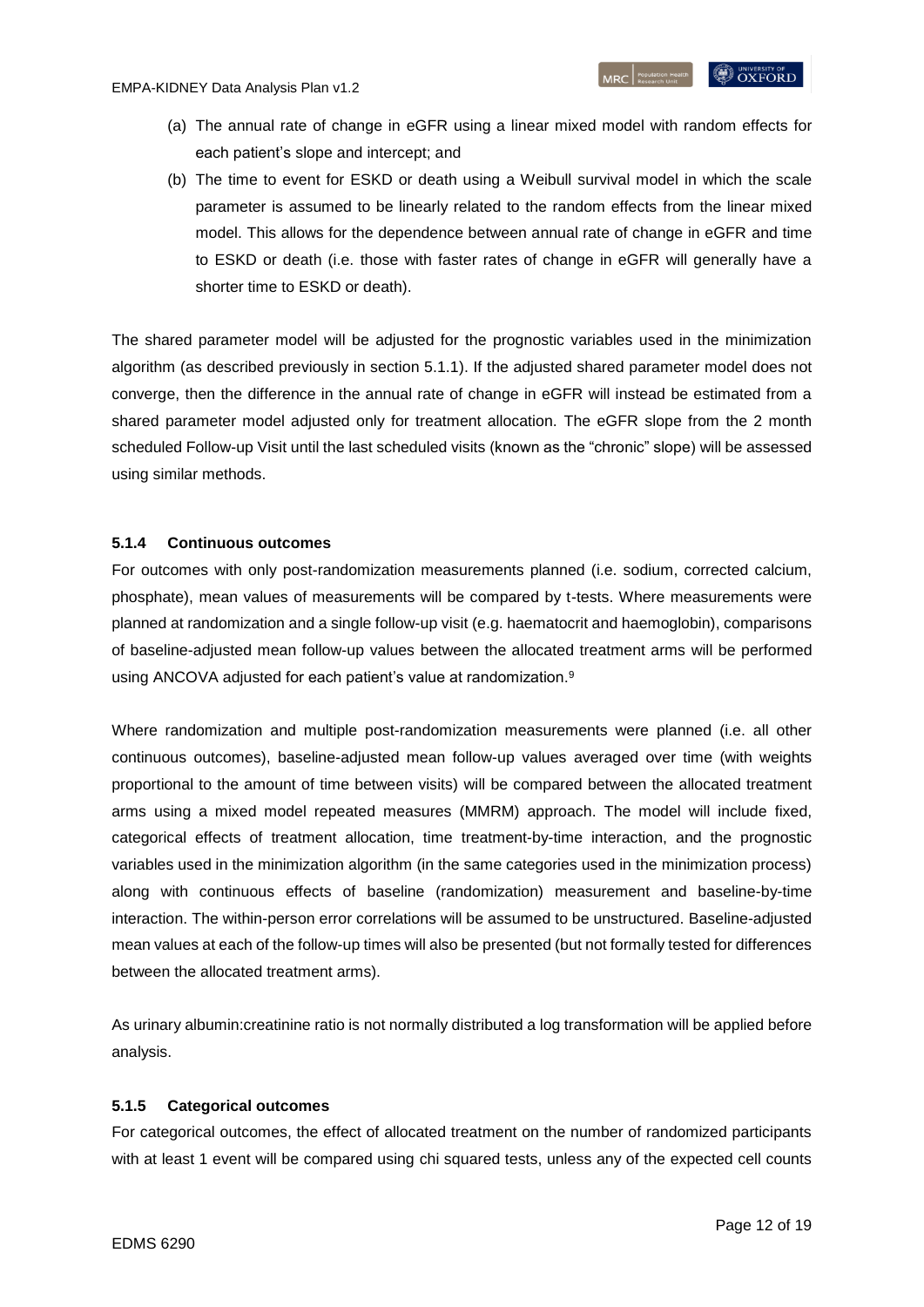(a) The annual rate of change in eGFR using a linear mixed model with random effects for each patient's slope and intercept; and

(b) The time to event for ESKD or death using a Weibull survival model in which the scale parameter is assumed to be linearly related to the random effects from the linear mixed model. This allows for the dependence between annual rate of change in eGFR and time to ESKD or death (i.e. those with faster rates of change in eGFR will generally have a shorter time to ESKD or death).

The shared parameter model will be adjusted for the prognostic variables used in the minimization algorithm (as described previously in section 5.1.1). If the adjusted shared parameter model does not converge, then the difference in the annual rate of change in eGFR will instead be estimated from a shared parameter model adjusted only for treatment allocation. The eGFR slope from the 2 month scheduled Follow-up Visit until the last scheduled visits (known as the "chronic" slope) will be assessed using similar methods.

#### 5.1.4 Continuous outcomes

For outcomes with only post-randomization measurements planned (i.e. sodium, corrected calcium, phosphate), mean values of measurements will be compared by t-tests. Where measurements were planned at randomization and a single follow-up visit (e.g. haematocrit and haemoglobin), comparisons of baseline-adjusted mean follow-up values between the allocated treatment arms will be performed using ANCOVA adjusted for each patient's value at randomization.[9]

Where randomization and multiple post-randomization measurements were planned (i.e. all other continuous outcomes), baseline-adjusted mean follow-up values averaged over time (with weights proportional to the amount of time between visits) will be compared between the allocated treatment arms using a mixed model repeated measures (MMRM) approach. The model will include fixed, categorical effects of treatment allocation, time treatment-by-time interaction, and the prognostic variables used in the minimization algorithm (in the same categories used in the minimization process) along with continuous effects of baseline (randomization) measurement and baseline-by-time interaction. The within-person error correlations will be assumed to be unstructured. Baseline-adjusted mean values at each of the follow-up times will also be presented (but not formally tested for differences between the allocated treatment arms).

As urinary albumin:creatinine ratio is not normally distributed a log transformation will be applied before analysis.

#### 5.1.5 Categorical outcomes

For categorical outcomes, the effect of allocated treatment on the number of randomized participants with at least 1 event will be compared using chi squared tests, unless any of the expected cell counts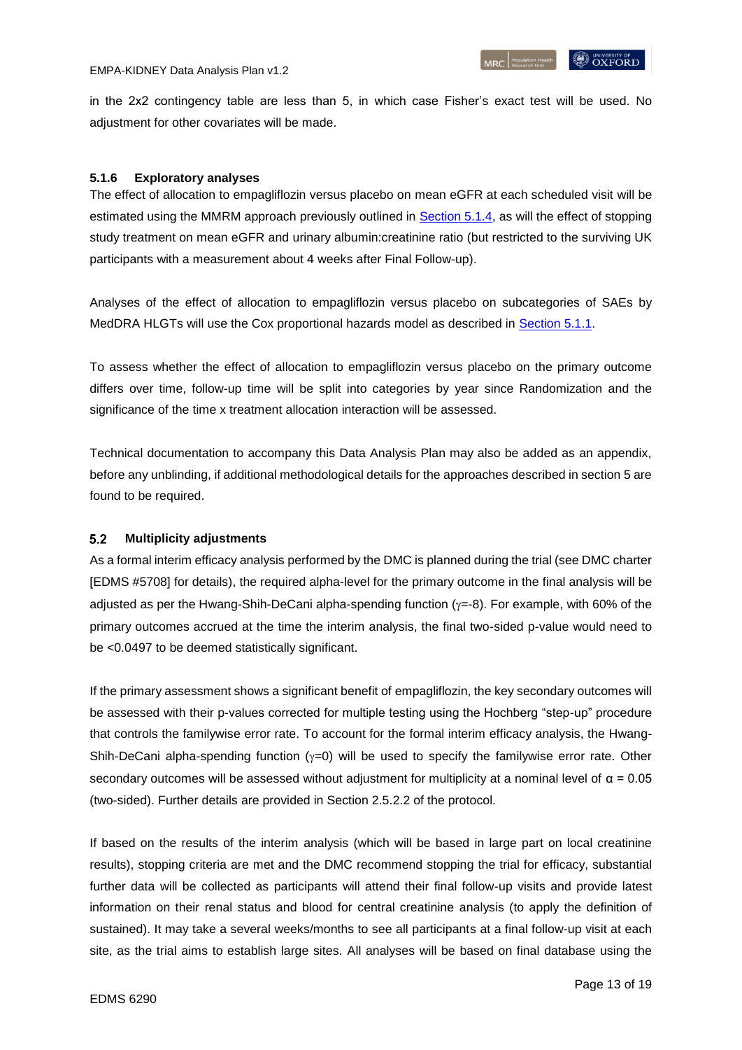in the 2x2 contingency table are less than 5, in which case Fisher's exact test will be used. No adjustment for other covariates will be made.

#### 5.1.6 Exploratory analyses

The effect of allocation to empagliflozin versus placebo on mean eGFR at each scheduled visit will be estimated using the MMRM approach previously outlined in Section 5.1.4, as will the effect of stopping study treatment on mean eGFR and urinary albumin:creatinine ratio (but restricted to the surviving UK participants with a measurement about 4 weeks after Final Follow-up).

Analyses of the effect of allocation to empagliflozin versus placebo on subcategories of SAEs by MedDRA HLGTs will use the Cox proportional hazards model as described in Section 5.1.1.

To assess whether the effect of allocation to empagliflozin versus placebo on the primary outcome differs over time, follow-up time will be split into categories by year since Randomization and the significance of the time x treatment allocation interaction will be assessed.

Technical documentation to accompany this Data Analysis Plan may also be added as an appendix, before any unblinding, if additional methodological details for the approaches described in section 5 are found to be required.

### 5.2 Multiplicity adjustments

As a formal interim efficacy analysis performed by the DMC is planned during the trial (see DMC charter [EDMS #5708] for details), the required alpha-level for the primary outcome in the final analysis will be adjusted as per the Hwang-Shih-DeCani alpha-spending function ($\gamma$=-8). For example, with 60% of the primary outcomes accrued at the time the interim analysis, the final two-sided p-value would need to be <0.0497 to be deemed statistically significant.

If the primary assessment shows a significant benefit of empagliflozin, the key secondary outcomes will be assessed with their p-values corrected for multiple testing using the Hochberg "step-up" procedure that controls the familywise error rate. To account for the formal interim efficacy analysis, the Hwang-Shih-DeCani alpha-spending function ($\gamma$=0) will be used to specify the familywise error rate. Other secondary outcomes will be assessed without adjustment for multiplicity at a nominal level of $\alpha$ = 0.05 (two-sided). Further details are provided in Section 2.5.2.2 of the protocol.

If based on the results of the interim analysis (which will be based in large part on local creatinine results), stopping criteria are met and the DMC recommend stopping the trial for efficacy, substantial further data will be collected as participants will attend their final follow-up visits and provide latest information on their renal status and blood for central creatinine analysis (to apply the definition of sustained). It may take a several weeks/months to see all participants at a final follow-up visit at each site, as the trial aims to establish large sites. All analyses will be based on final database using the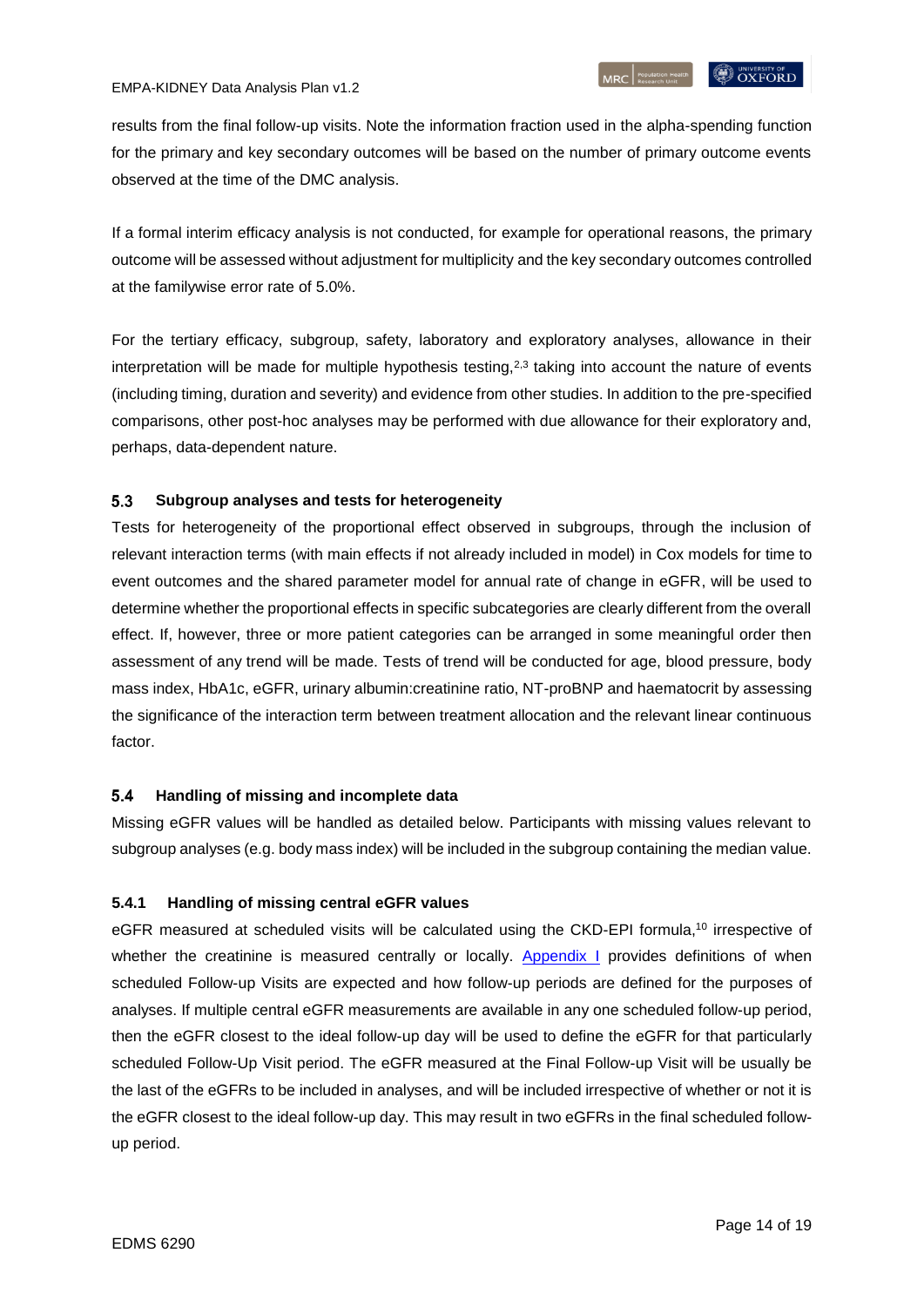results from the final follow-up visits. Note the information fraction used in the alpha-spending function for the primary and key secondary outcomes will be based on the number of primary outcome events observed at the time of the DMC analysis.

If a formal interim efficacy analysis is not conducted, for example for operational reasons, the primary outcome will be assessed without adjustment for multiplicity and the key secondary outcomes controlled at the familywise error rate of 5.0%.

For the tertiary efficacy, subgroup, safety, laboratory and exploratory analyses, allowance in their interpretation will be made for multiple hypothesis testing,[2,3] taking into account the nature of events (including timing, duration and severity) and evidence from other studies. In addition to the pre-specified comparisons, other post-hoc analyses may be performed with due allowance for their exploratory and, perhaps, data-dependent nature.

## 5.3 Subgroup analyses and tests for heterogeneity

Tests for heterogeneity of the proportional effect observed in subgroups, through the inclusion of relevant interaction terms (with main effects if not already included in model) in Cox models for time to event outcomes and the shared parameter model for annual rate of change in eGFR, will be used to determine whether the proportional effects in specific subcategories are clearly different from the overall effect. If, however, three or more patient categories can be arranged in some meaningful order then assessment of any trend will be made. Tests of trend will be conducted for age, blood pressure, body mass index, HbA1c, eGFR, urinary albumin:creatinine ratio, NT-proBNP and haematocrit by assessing the significance of the interaction term between treatment allocation and the relevant linear continuous factor.

## 5.4 Handling of missing and incomplete data

Missing eGFR values will be handled as detailed below. Participants with missing values relevant to subgroup analyses (e.g. body mass index) will be included in the subgroup containing the median value.

### 5.4.1 Handling of missing central eGFR values

eGFR measured at scheduled visits will be calculated using the CKD-EPI formula,[10] irrespective of whether the creatinine is measured centrally or locally. Appendix I provides definitions of when scheduled Follow-up Visits are expected and how follow-up periods are defined for the purposes of analyses. If multiple central eGFR measurements are available in any one scheduled follow-up period, then the eGFR closest to the ideal follow-up day will be used to define the eGFR for that particularly scheduled Follow-Up Visit period. The eGFR measured at the Final Follow-up Visit will be usually be the last of the eGFRs to be included in analyses, and will be included irrespective of whether or not it is the eGFR closest to the ideal follow-up day. This may result in two eGFRs in the final scheduled follow-up period.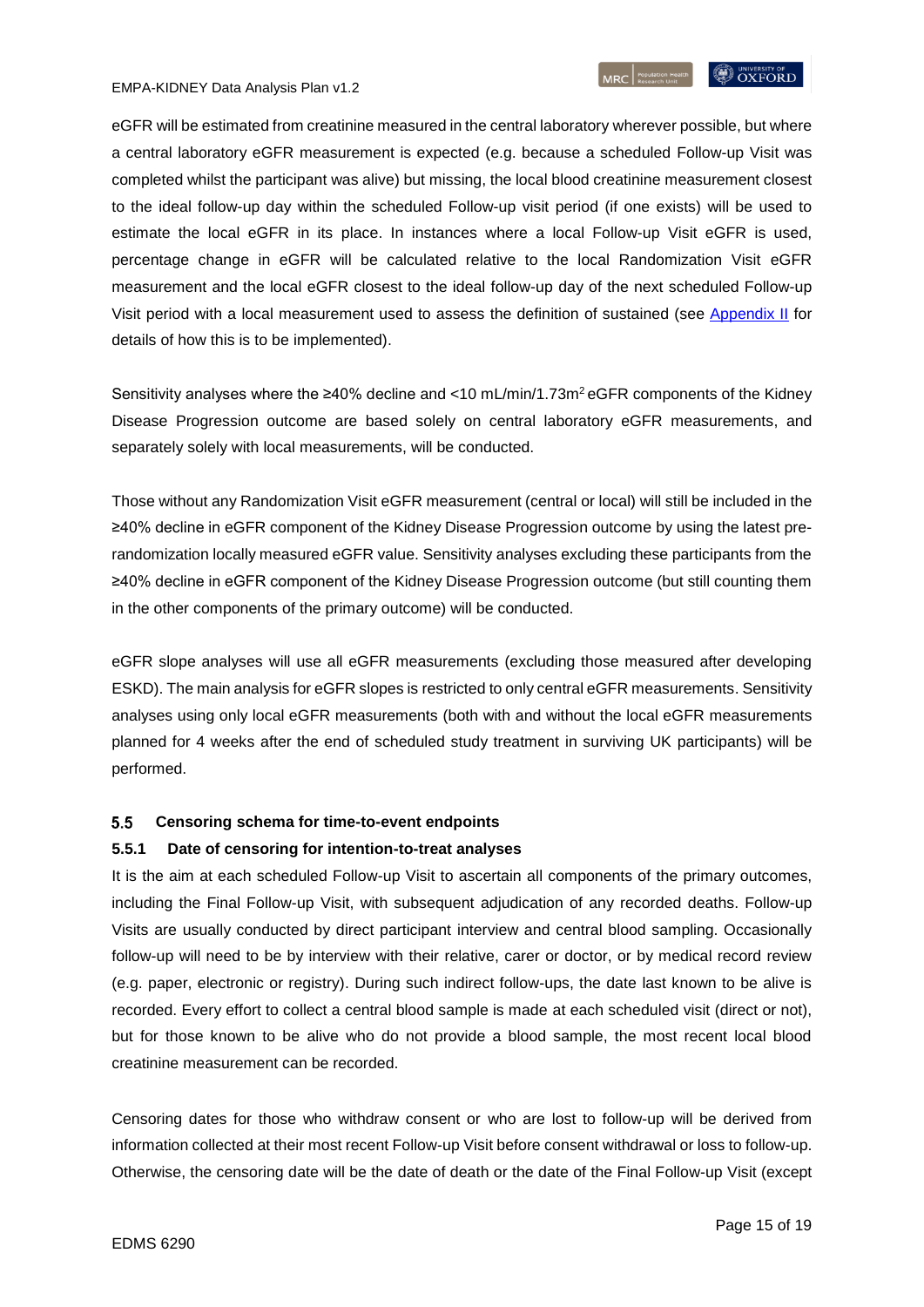eGFR will be estimated from creatinine measured in the central laboratory wherever possible, but where a central laboratory eGFR measurement is expected (e.g. because a scheduled Follow-up Visit was completed whilst the participant was alive) but missing, the local blood creatinine measurement closest to the ideal follow-up day within the scheduled Follow-up visit period (if one exists) will be used to estimate the local eGFR in its place. In instances where a local Follow-up Visit eGFR is used, percentage change in eGFR will be calculated relative to the local Randomization Visit eGFR measurement and the local eGFR closest to the ideal follow-up day of the next scheduled Follow-up Visit period with a local measurement used to assess the definition of sustained (see Appendix II for details of how this is to be implemented).

Sensitivity analyses where the ≥40% decline and <10 mL/min/1.73m$^2$ eGFR components of the Kidney Disease Progression outcome are based solely on central laboratory eGFR measurements, and separately solely with local measurements, will be conducted.

Those without any Randomization Visit eGFR measurement (central or local) will still be included in the ≥40% decline in eGFR component of the Kidney Disease Progression outcome by using the latest pre-randomization locally measured eGFR value. Sensitivity analyses excluding these participants from the ≥40% decline in eGFR component of the Kidney Disease Progression outcome (but still counting them in the other components of the primary outcome) will be conducted.

eGFR slope analyses will use all eGFR measurements (excluding those measured after developing ESKD). The main analysis for eGFR slopes is restricted to only central eGFR measurements. Sensitivity analyses using only local eGFR measurements (both with and without the local eGFR measurements planned for 4 weeks after the end of scheduled study treatment in surviving UK participants) will be performed.

## 5.5 Censoring schema for time-to-event endpoints

### 5.5.1 Date of censoring for intention-to-treat analyses

It is the aim at each scheduled Follow-up Visit to ascertain all components of the primary outcomes, including the Final Follow-up Visit, with subsequent adjudication of any recorded deaths. Follow-up Visits are usually conducted by direct participant interview and central blood sampling. Occasionally follow-up will need to be by interview with their relative, carer or doctor, or by medical record review (e.g. paper, electronic or registry). During such indirect follow-ups, the date last known to be alive is recorded. Every effort to collect a central blood sample is made at each scheduled visit (direct or not), but for those known to be alive who do not provide a blood sample, the most recent local blood creatinine measurement can be recorded.

Censoring dates for those who withdraw consent or who are lost to follow-up will be derived from information collected at their most recent Follow-up Visit before consent withdrawal or loss to follow-up. Otherwise, the censoring date will be the date of death or the date of the Final Follow-up Visit (except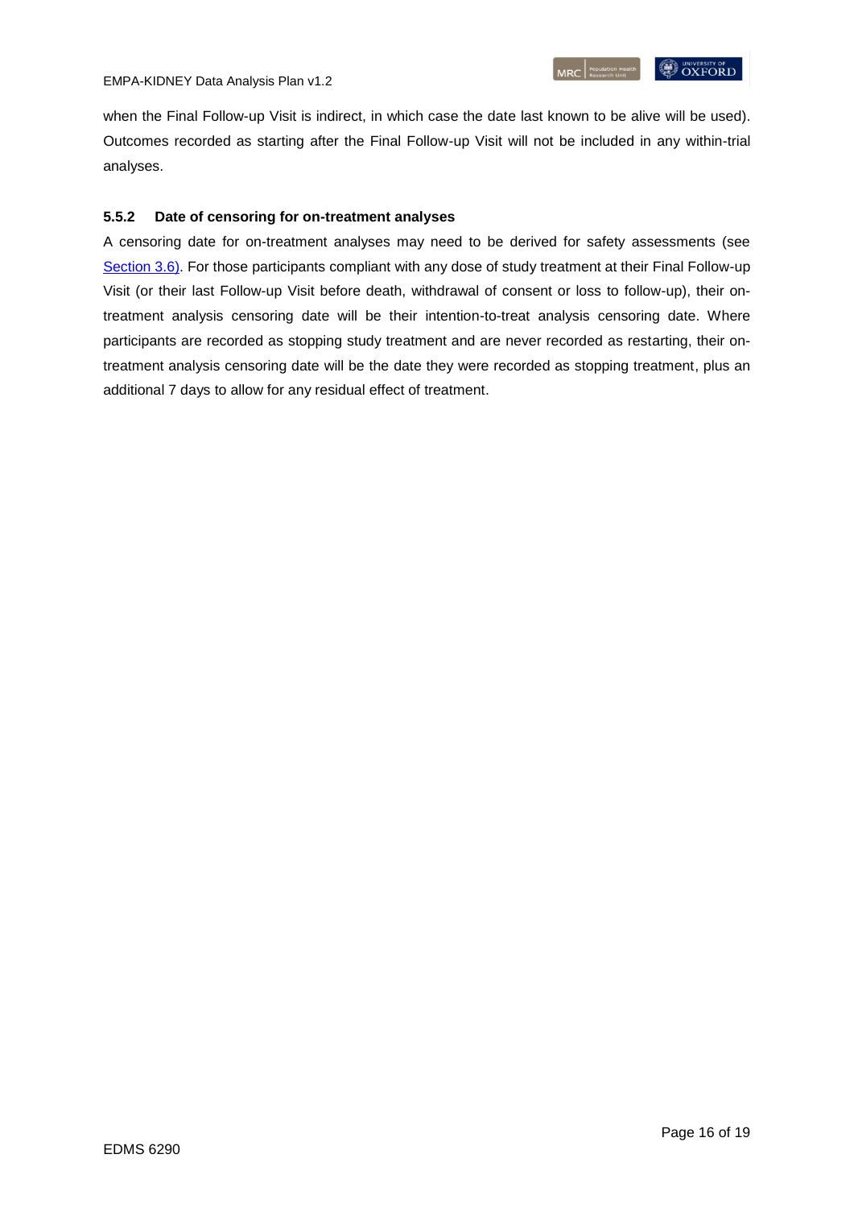when the Final Follow-up Visit is indirect, in which case the date last known to be alive will be used). Outcomes recorded as starting after the Final Follow-up Visit will not be included in any within-trial analyses.

### 5.5.2 Date of censoring for on-treatment analyses

A censoring date for on-treatment analyses may need to be derived for safety assessments (see Section 3.6). For those participants compliant with any dose of study treatment at their Final Follow-up Visit (or their last Follow-up Visit before death, withdrawal of consent or loss to follow-up), their on-treatment analysis censoring date will be their intention-to-treat analysis censoring date. Where participants are recorded as stopping study treatment and are never recorded as restarting, their on-treatment analysis censoring date will be the date they were recorded as stopping treatment, plus an additional 7 days to allow for any residual effect of treatment.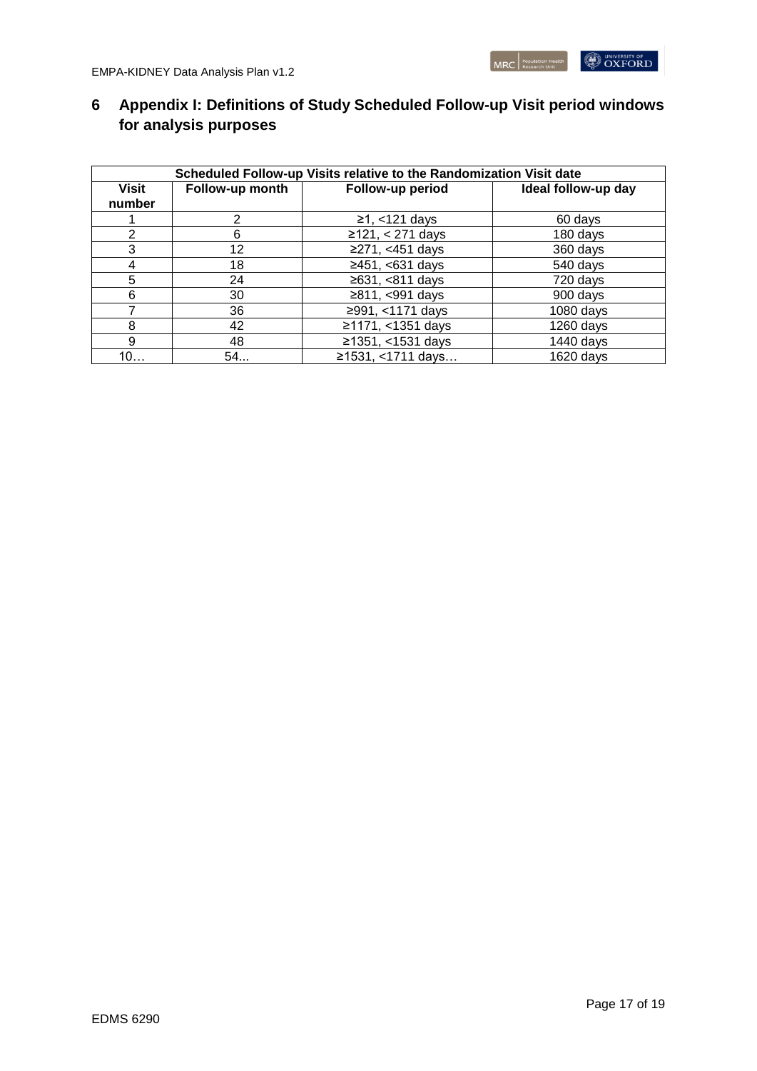# 6 Appendix I: Definitions of Study Scheduled Follow-up Visit period windows for analysis purposes

| Scheduled Follow-up Visits relative to the Randomization Visit date | | | |
|---|---|---|---|
| **Visit number** | **Follow-up month** | **Follow-up period** | **Ideal follow-up day** |
| 1 | 2 | ≥1, <121 days | 60 days |
| 2 | 6 | ≥121, < 271 days | 180 days |
| 3 | 12 | ≥271, <451 days | 360 days |
| 4 | 18 | ≥451, <631 days | 540 days |
| 5 | 24 | ≥631, <811 days | 720 days |
| 6 | 30 | ≥811, <991 days | 900 days |
| 7 | 36 | ≥991, <1171 days | 1080 days |
| 8 | 42 | ≥1171, <1351 days | 1260 days |
| 9 | 48 | ≥1351, <1531 days | 1440 days |
| 10… | 54... | ≥1531, <1711 days… | 1620 days |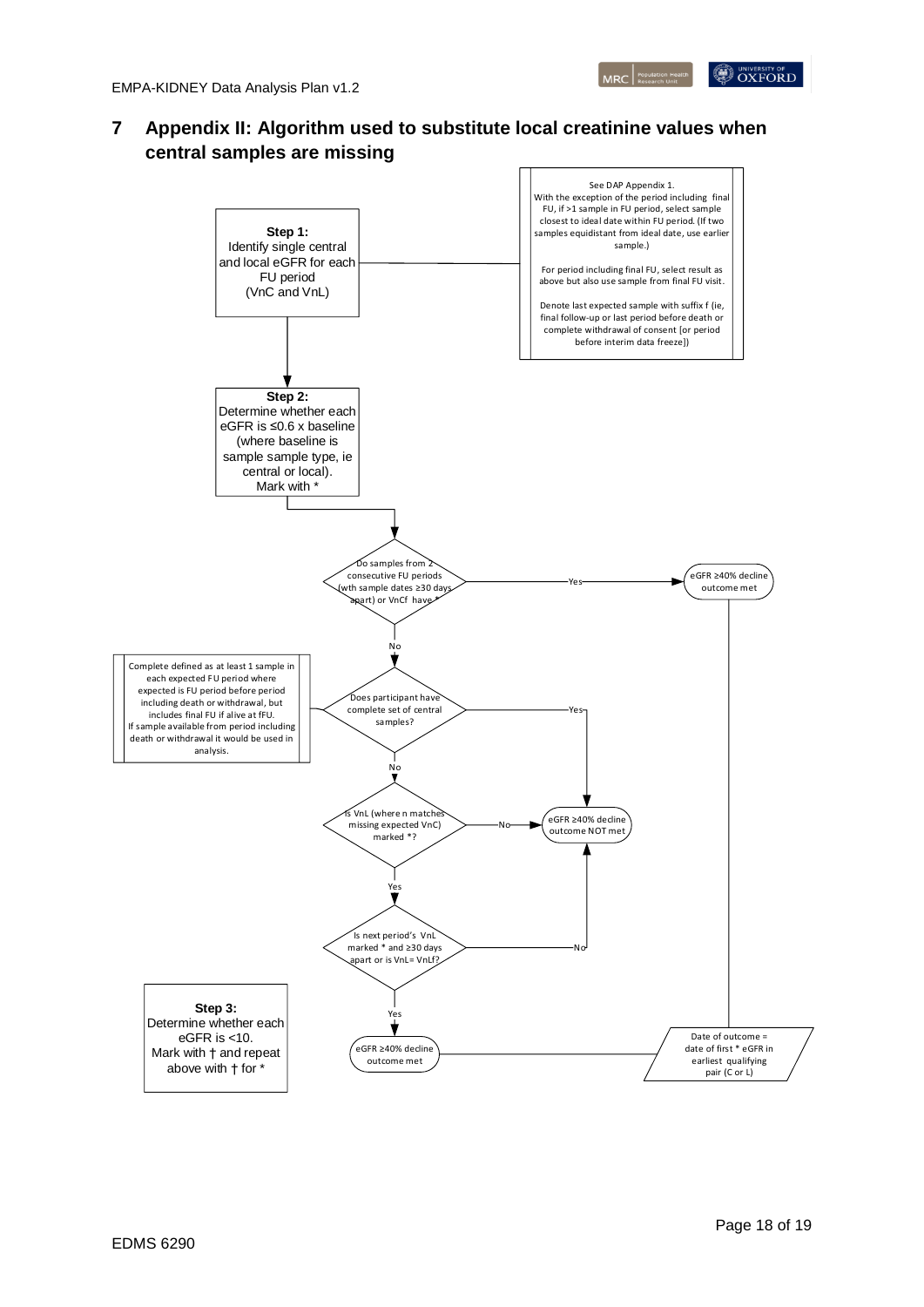# 7 Appendix II: Algorithm used to substitute local creatinine values when central samples are missing

**Step 1:**
Identify single central and local eGFR for each FU period (VnC and VnL)

See DAP Appendix 1.
With the exception of the period including final FU, if >1 sample in FU period, select sample closest to ideal date within FU period. (If two samples equidistant from ideal date, use earlier sample.)

For period including final FU, select result as above but also use sample from final FU visit.

Denote last expected sample with suffix f (ie, final follow-up or last period before death or complete withdrawal of consent [or period before interim data freeze])

**Step 2:**
Determine whether each eGFR is ≤0.6 x baseline (where baseline is sample sample type, ie central or local).
Mark with *

Do samples from 2 consecutive FU periods (wth sample dates ≥30 days apart) or VnCf have *

- Yes → eGFR ≥40% decline outcome met
- No ↓

Complete defined as at least 1 sample in each expected FU period where expected is FU period before period including death or withdrawal, but includes final FU if alive at fFU.
If sample available from period including death or withdrawal it would be used in analysis.

Does participant have complete set of central samples?

- Yes → eGFR ≥40% decline outcome NOT met
- No ↓

Is VnL (where n matches missing expected VnC) marked *?

- No → eGFR ≥40% decline outcome NOT met
- Yes ↓

Is next period's VnL marked * and ≥30 days apart or is VnL= VnLf?

- No → eGFR ≥40% decline outcome NOT met
- Yes → eGFR ≥40% decline outcome met

Date of outcome = date of first * eGFR in earliest qualifying pair (C or L)

**Step 3:**
Determine whether each eGFR is <10.
Mark with † and repeat above with † for *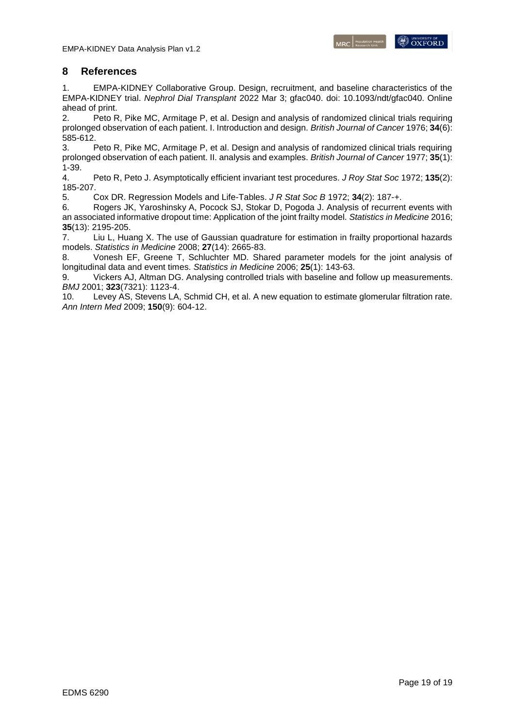# 8 References

1. EMPA-KIDNEY Collaborative Group. Design, recruitment, and baseline characteristics of the EMPA-KIDNEY trial. *Nephrol Dial Transplant* 2022 Mar 3; gfac040. doi: 10.1093/ndt/gfac040. Online ahead of print.
2. Peto R, Pike MC, Armitage P, et al. Design and analysis of randomized clinical trials requiring prolonged observation of each patient. I. Introduction and design. *British Journal of Cancer* 1976; **34**(6): 585-612.
3. Peto R, Pike MC, Armitage P, et al. Design and analysis of randomized clinical trials requiring prolonged observation of each patient. II. analysis and examples. *British Journal of Cancer* 1977; **35**(1): 1-39.
4. Peto R, Peto J. Asymptotically efficient invariant test procedures. *J Roy Stat Soc* 1972; **135**(2): 185-207.
5. Cox DR. Regression Models and Life-Tables. *J R Stat Soc B* 1972; **34**(2): 187-+.
6. Rogers JK, Yaroshinsky A, Pocock SJ, Stokar D, Pogoda J. Analysis of recurrent events with an associated informative dropout time: Application of the joint frailty model. *Statistics in Medicine* 2016; **35**(13): 2195-205.
7. Liu L, Huang X. The use of Gaussian quadrature for estimation in frailty proportional hazards models. *Statistics in Medicine* 2008; **27**(14): 2665-83.
8. Vonesh EF, Greene T, Schluchter MD. Shared parameter models for the joint analysis of longitudinal data and event times. *Statistics in Medicine* 2006; **25**(1): 143-63.
9. Vickers AJ, Altman DG. Analysing controlled trials with baseline and follow up measurements. *BMJ* 2001; **323**(7321): 1123-4.
10. Levey AS, Stevens LA, Schmid CH, et al. A new equation to estimate glomerular filtration rate. *Ann Intern Med* 2009; **150**(9): 604-12.